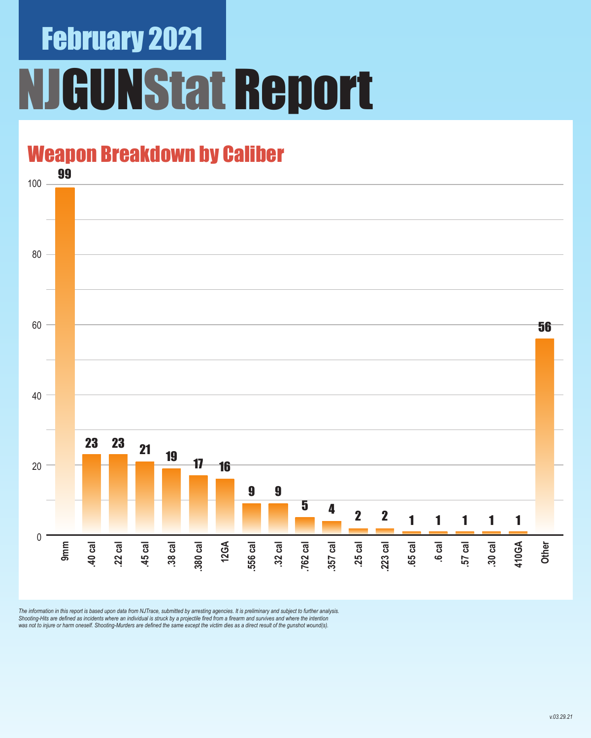## February 2021

# NJGUNStat Report

## Weapon Breakdown by Caliber

| Caliber | Count |
|---|---|
| 9mm | 99 |
| .40 cal | 23 |
| .22 cal | 23 |
| .45 cal | 21 |
| .38 cal | 19 |
| .380 cal | 17 |
| 12GA | 16 |
| .556 cal | 9 |
| .32 cal | 9 |
| .762 cal | 5 |
| .357 cal | 4 |
| .25 cal | 2 |
| .223 cal | 2 |
| .65 cal | 1 |
| .6 cal | 1 |
| .57 cal | 1 |
| .30 cal | 1 |
| 410GA | 1 |
| Other | 56 |

*The information in this report is based upon data from NJTrace, submitted by arresting agencies. It is preliminary and subject to further analysis. Shooting-Hits are defined as incidents where an individual is struck by a projectile fired from a firearm and survives and where the intention was not to injure or harm oneself. Shooting-Murders are defined the same except the victim dies as a direct result of the gunshot wound(s).*

*v.03.29.21*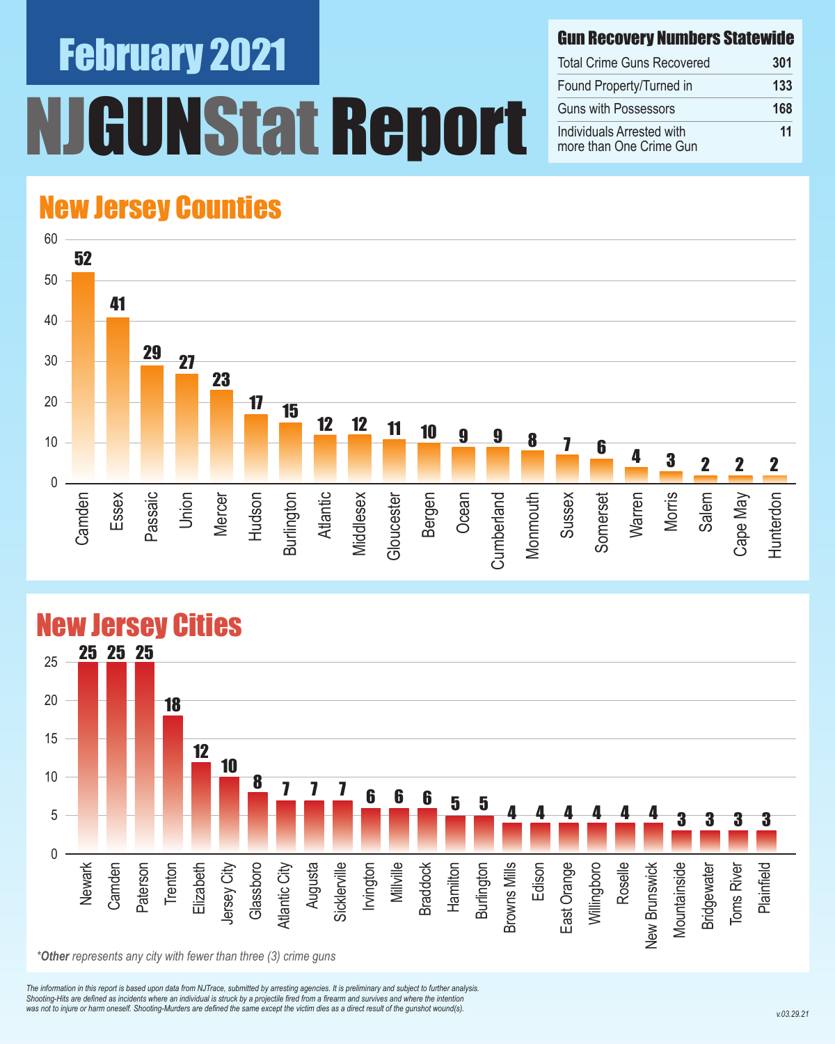# February 2021

# NJGUNStat Report

## Gun Recovery Numbers Statewide

| Gun Recovery Numbers Statewide | |
|---|---|
| Total Crime Guns Recovered | 301 |
| Found Property/Turned in | 133 |
| Guns with Possessors | 168 |
| Individuals Arrested with more than One Crime Gun | 11 |

## New Jersey Counties

| County | Crime Guns |
|---|---|
| Camden | 52 |
| Essex | 41 |
| Passaic | 29 |
| Union | 27 |
| Mercer | 23 |
| Hudson | 17 |
| Burlington | 15 |
| Atlantic | 12 |
| Middlesex | 12 |
| Gloucester | 11 |
| Bergen | 10 |
| Ocean | 9 |
| Cumberland | 9 |
| Monmouth | 8 |
| Sussex | 7 |
| Somerset | 6 |
| Warren | 4 |
| Morris | 3 |
| Salem | 2 |
| Cape May | 2 |
| Hunterdon | 2 |

## New Jersey Cities

| City | Crime Guns |
|---|---|
| Newark | 25 |
| Camden | 25 |
| Paterson | 25 |
| Trenton | 18 |
| Elizabeth | 12 |
| Jersey City | 10 |
| Glassboro | 8 |
| Atlantic City | 7 |
| Augusta | 7 |
| Sicklerville | 7 |
| Irvington | 6 |
| Millville | 6 |
| Braddock | 6 |
| Hamilton | 5 |
| Burlington | 5 |
| Browns Mills | 4 |
| Edison | 4 |
| East Orange | 4 |
| Willingboro | 4 |
| Roselle | 4 |
| New Brunswick | 4 |
| Mountainside | 3 |
| Bridgewater | 3 |
| Toms River | 3 |
| Plainfield | 3 |

*\*Other represents any city with fewer than three (3) crime guns*

*The information in this report is based upon data from NJTrace, submitted by arresting agencies. It is preliminary and subject to further analysis. Shooting-Hits are defined as incidents where an individual is struck by a projectile fired from a firearm and survives and where the intention was not to injure or harm oneself. Shooting-Murders are defined the same except the victim dies as a direct result of the gunshot wound(s).*

v.03.29.21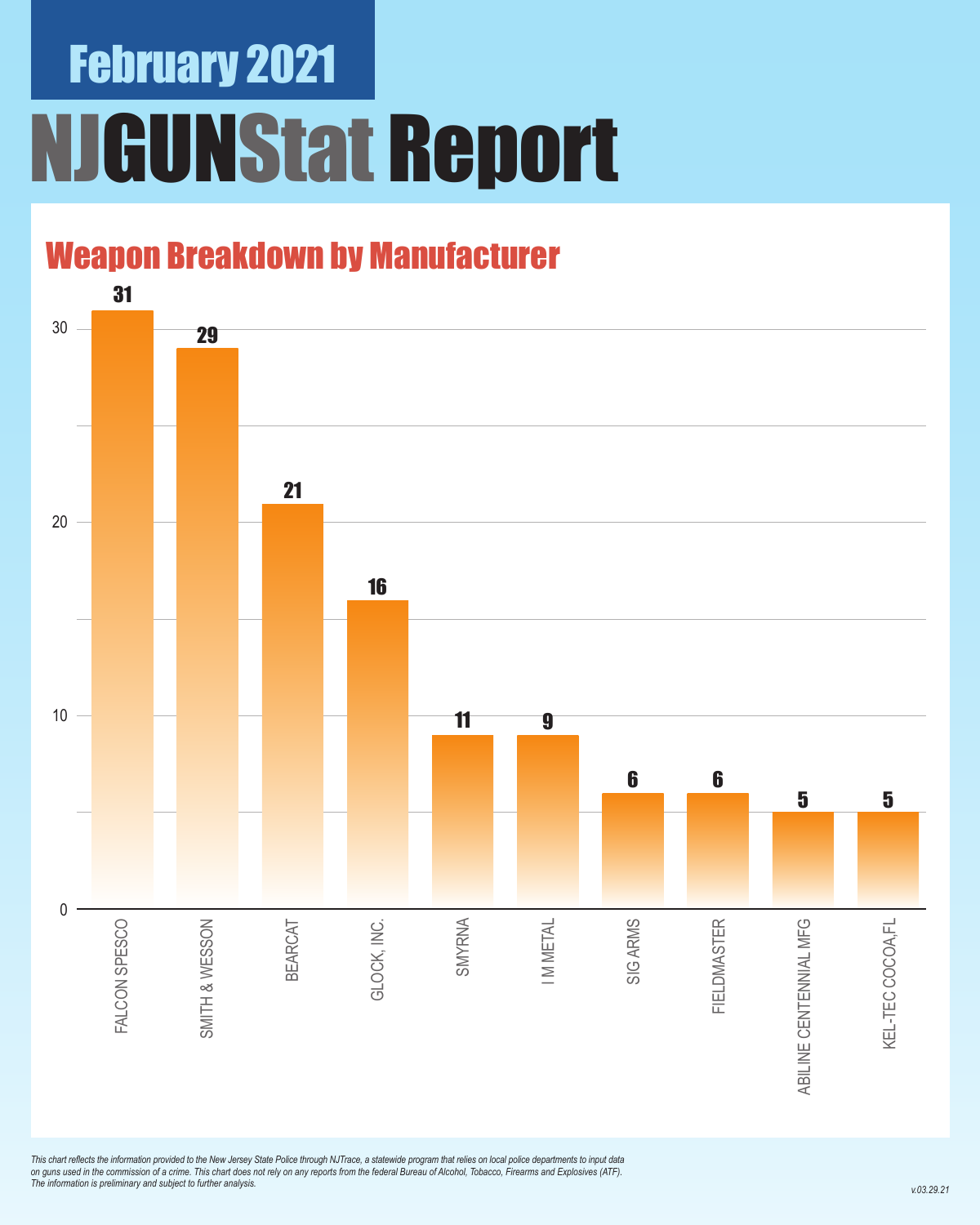# February 2021

# NJGUNStat Report

## Weapon Breakdown by Manufacturer

| Manufacturer | Count |
|---|---|
| FALCON SPESCO | 31 |
| SMITH & WESSON | 29 |
| BEARCAT | 21 |
| GLOCK, INC. | 16 |
| SMYRNA | 11 |
| I M METAL | 9 |
| SIG ARMS | 6 |
| FIELDMASTER | 6 |
| ABILINE CENTENNIAL MFG | 5 |
| KEL-TEC COCOA,FL | 5 |

*This chart reflects the information provided to the New Jersey State Police through NJTrace, a statewide program that relies on local police departments to input data on guns used in the commission of a crime. This chart does not rely on any reports from the federal Bureau of Alcohol, Tobacco, Firearms and Explosives (ATF). The information is preliminary and subject to further analysis.*

*v.03.29.21*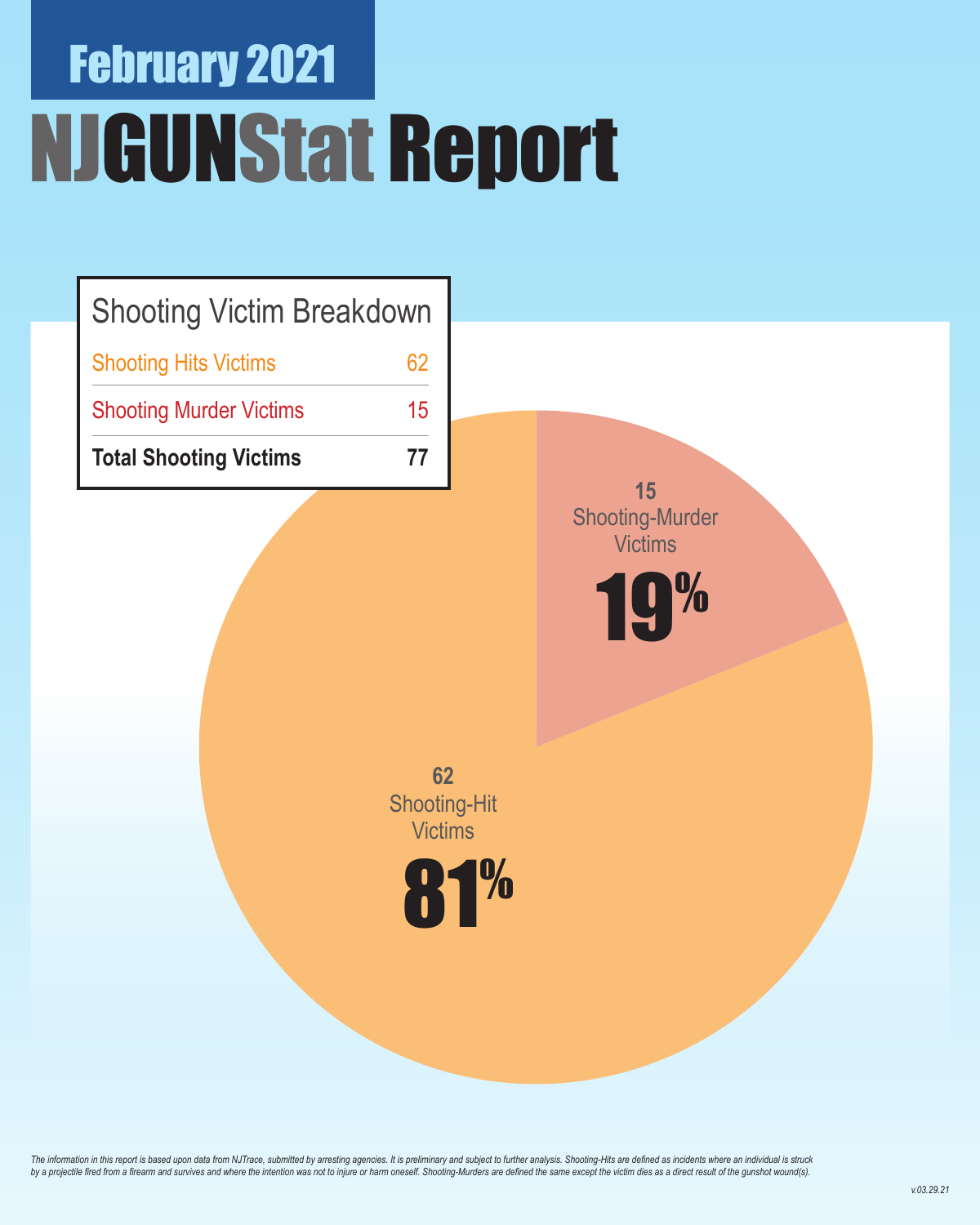# February 2021

# NJGUNStat Report

## Shooting Victim Breakdown

| | |
|---|---|
| Shooting Hits Victims | 62 |
| Shooting Murder Victims | 15 |
| **Total Shooting Victims** | **77** |

15
Shooting-Murder Victims
19%

62
Shooting-Hit Victims
81%

*The information in this report is based upon data from NJTrace, submitted by arresting agencies. It is preliminary and subject to further analysis. Shooting-Hits are defined as incidents where an individual is struck by a projectile fired from a firearm and survives and where the intention was not to injure or harm oneself. Shooting-Murders are defined the same except the victim dies as a direct result of the gunshot wound(s).*

v.03.29.21